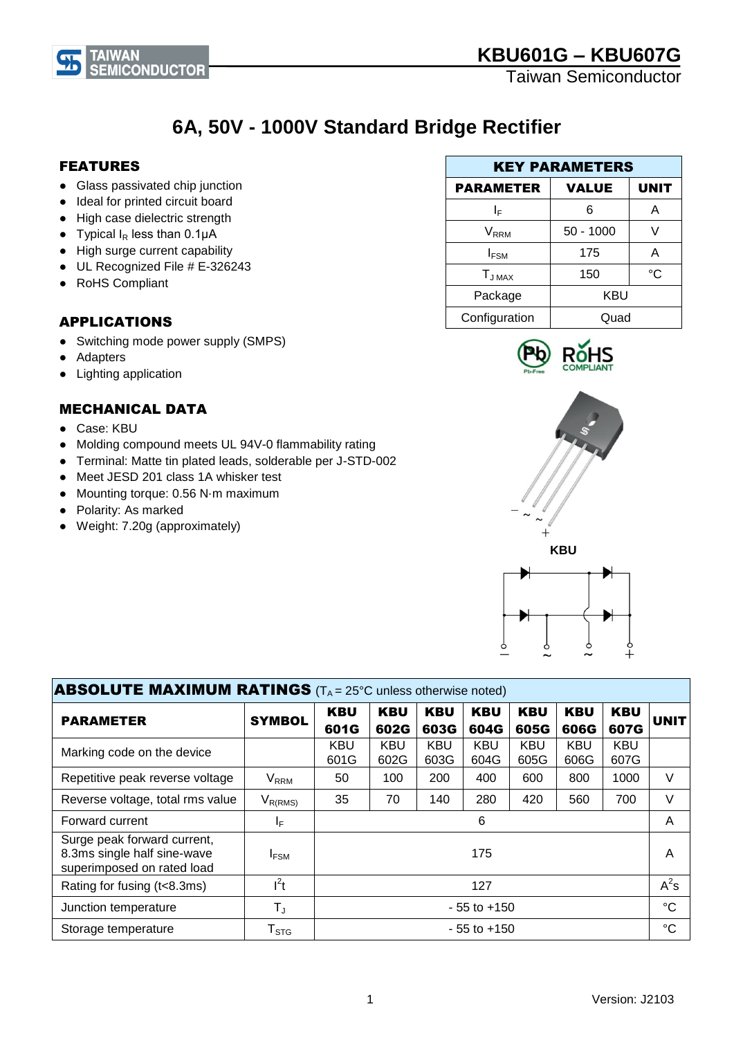# KBU601G – KBU607G

Taiwan Semiconductor

## 6A, 50V - 1000V Standard Bridge Rectifier

### FEATURES

- Glass passivated chip junction
- Ideal for printed circuit board
- High case dielectric strength
- Typical $I_R$ less than 0.1μA
- High surge current capability
- UL Recognized File # E-326243
- RoHS Compliant

### APPLICATIONS

- Switching mode power supply (SMPS)
- Adapters
- Lighting application

### MECHANICAL DATA

- Case: KBU
- Molding compound meets UL 94V-0 flammability rating
- Terminal: Matte tin plated leads, solderable per J-STD-002
- Meet JESD 201 class 1A whisker test
- Mounting torque: 0.56 N·m maximum
- Polarity: As marked
- Weight: 7.20g (approximately)

| KEY PARAMETERS | | |
|---|---|---|
| **PARAMETER** | **VALUE** | **UNIT** |
| $I_F$ | 6 | A |
| $V_{RRM}$ | 50 - 1000 | V |
| $I_{FSM}$ | 175 | A |
| $T_{J\ MAX}$ | 150 | °C |
| Package | KBU | |
| Configuration | Quad | |

KBU

### ABSOLUTE MAXIMUM RATINGS ($T_A$ = 25°C unless otherwise noted)

| PARAMETER | SYMBOL | KBU 601G | KBU 602G | KBU 603G | KBU 604G | KBU 605G | KBU 606G | KBU 607G | UNIT |
|---|---|---|---|---|---|---|---|---|---|
| Marking code on the device | | KBU 601G | KBU 602G | KBU 603G | KBU 604G | KBU 605G | KBU 606G | KBU 607G | |
| Repetitive peak reverse voltage | $V_{RRM}$ | 50 | 100 | 200 | 400 | 600 | 800 | 1000 | V |
| Reverse voltage, total rms value | $V_{R(RMS)}$ | 35 | 70 | 140 | 280 | 420 | 560 | 700 | V |
| Forward current | $I_F$ | 6 | | | | | | | A |
| Surge peak forward current, 8.3ms single half sine-wave superimposed on rated load | $I_{FSM}$ | 175 | | | | | | | A |
| Rating for fusing (t<8.3ms) | $I^2t$ | 127 | | | | | | | $A^2s$ |
| Junction temperature | $T_J$ | - 55 to +150 | | | | | | | °C |
| Storage temperature | $T_{STG}$ | - 55 to +150 | | | | | | | °C |

Version: J2103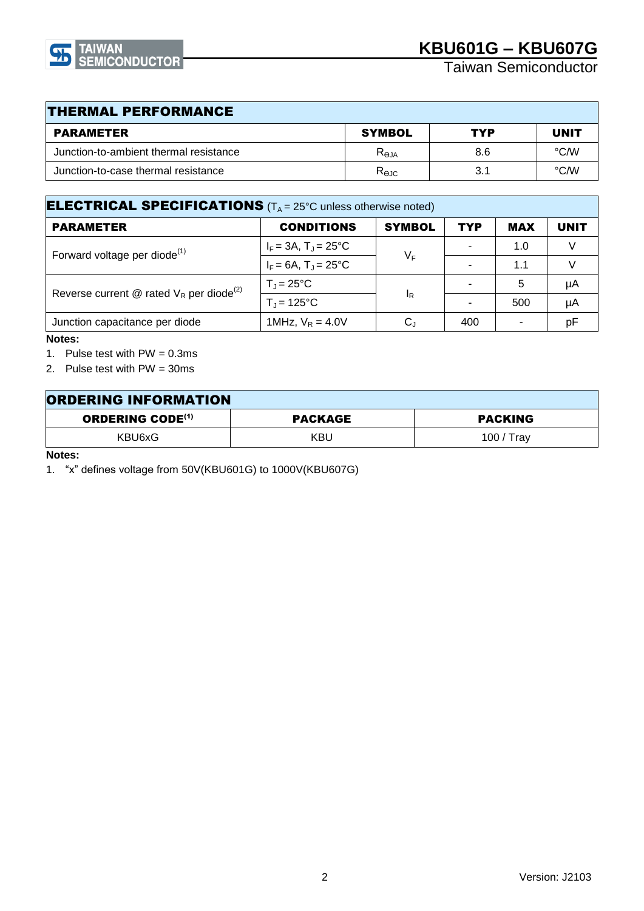## THERMAL PERFORMANCE

| PARAMETER | SYMBOL | TYP | UNIT |
|---|---|---|---|
| Junction-to-ambient thermal resistance | $R_{\Theta JA}$ | 8.6 | °C/W |
| Junction-to-case thermal resistance | $R_{\Theta JC}$ | 3.1 | °C/W |

## ELECTRICAL SPECIFICATIONS ($T_A$ = 25°C unless otherwise noted)

| PARAMETER | CONDITIONS | SYMBOL | TYP | MAX | UNIT |
|---|---|---|---|---|---|
| Forward voltage per diode[1] | $I_F$ = 3A, $T_J$ = 25°C | $V_F$ | - | 1.0 | V |
| | $I_F$ = 6A, $T_J$ = 25°C | | - | 1.1 | V |
| Reverse current @ rated $V_R$ per diode[2] | $T_J$ = 25°C | $I_R$ | - | 5 | µA |
| | $T_J$ = 125°C | | - | 500 | µA |
| Junction capacitance per diode | 1MHz, $V_R$ = 4.0V | $C_J$ | 400 | - | pF |

**Notes:**

1. Pulse test with PW = 0.3ms
2. Pulse test with PW = 30ms

## ORDERING INFORMATION

| ORDERING CODE[1] | PACKAGE | PACKING |
|---|---|---|
| KBU6xG | KBU | 100 / Tray |

**Notes:**

1. "x" defines voltage from 50V(KBU601G) to 1000V(KBU607G)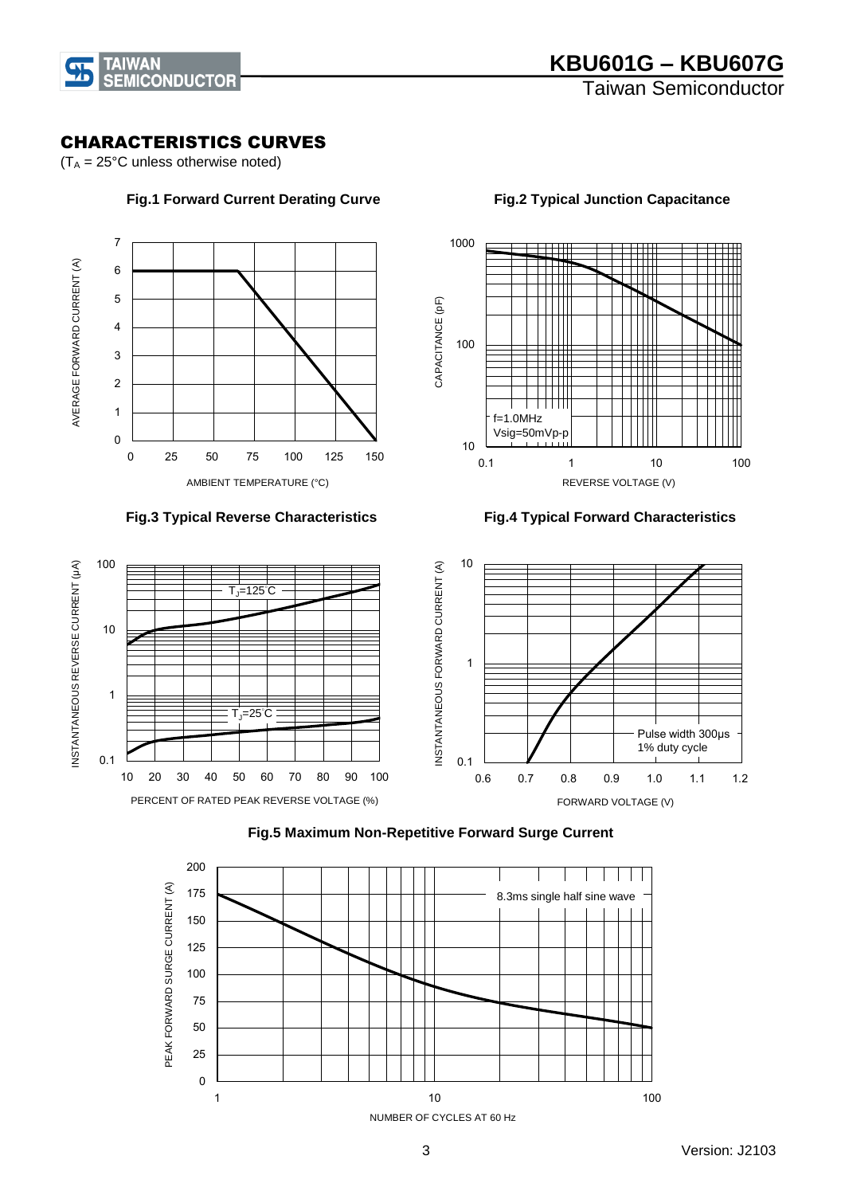## CHARACTERISTICS CURVES

($T_A$ = 25°C unless otherwise noted)

**Fig.1 Forward Current Derating Curve**

AVERAGE FORWARD CURRENT (A)

AMBIENT TEMPERATURE (°C)

**Fig.2 Typical Junction Capacitance**

CAPACITANCE (pF)

f=1.0MHz
Vsig=50mVp-p

REVERSE VOLTAGE (V)

**Fig.3 Typical Reverse Characteristics**

INSTANTANEOUS REVERSE CURRENT (μA)

$T_J$=125°C

$T_J$=25°C

PERCENT OF RATED PEAK REVERSE VOLTAGE (%)

**Fig.4 Typical Forward Characteristics**

INSTANTANEOUS FORWARD CURRENT (A)

Pulse width 300μs
1% duty cycle

FORWARD VOLTAGE (V)

**Fig.5 Maximum Non-Repetitive Forward Surge Current**

PEAK FORWARD SURGE CURRENT (A)

8.3ms single half sine wave

NUMBER OF CYCLES AT 60 Hz

Version: J2103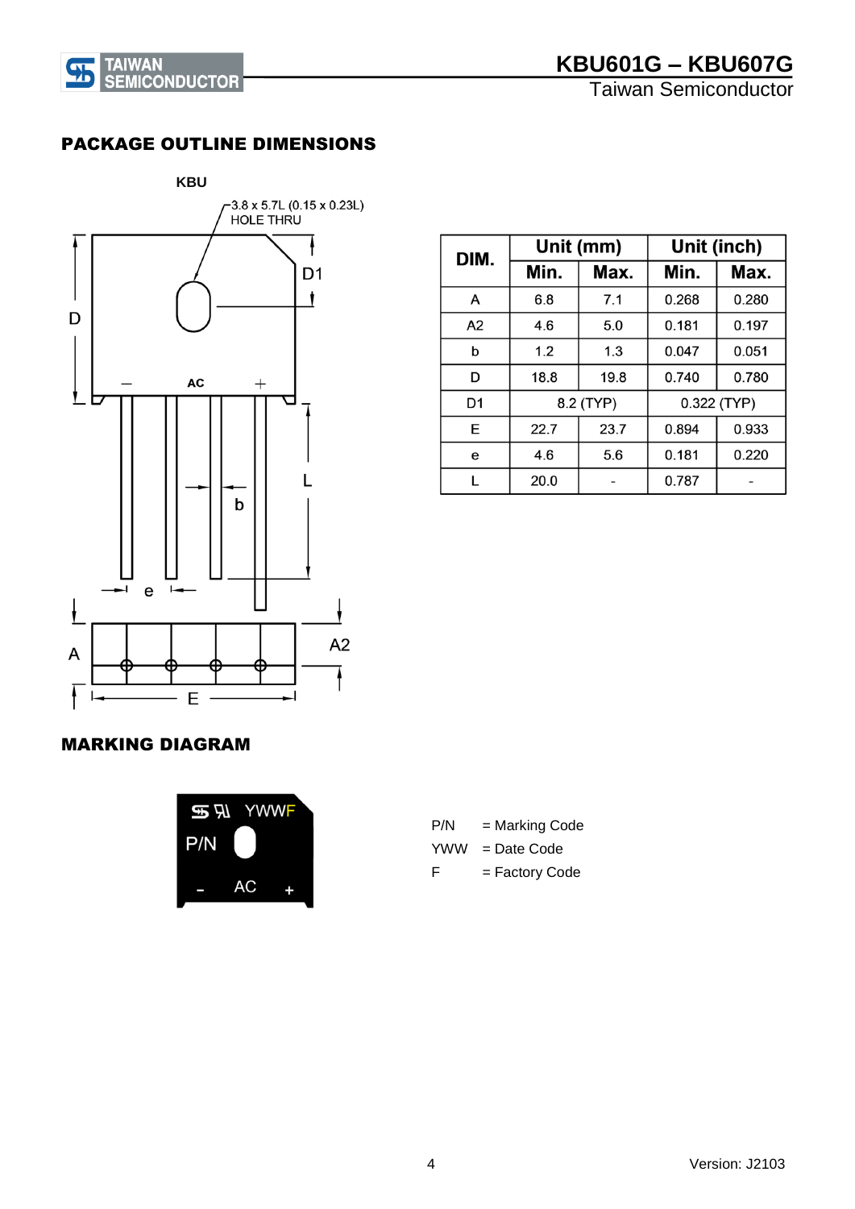## PACKAGE OUTLINE DIMENSIONS

KBU

3.8 x 5.7L (0.15 x 0.23L) HOLE THRU

| DIM. | Unit (mm) | | Unit (inch) | |
|---|---|---|---|---|
| | Min. | Max. | Min. | Max. |
| A | 6.8 | 7.1 | 0.268 | 0.280 |
| A2 | 4.6 | 5.0 | 0.181 | 0.197 |
| b | 1.2 | 1.3 | 0.047 | 0.051 |
| D | 18.8 | 19.8 | 0.740 | 0.780 |
| D1 | 8.2 (TYP) | | 0.322 (TYP) | |
| E | 22.7 | 23.7 | 0.894 | 0.933 |
| e | 4.6 | 5.6 | 0.181 | 0.220 |
| L | 20.0 | - | 0.787 | - |

## MARKING DIAGRAM

P/N = Marking Code
YWW = Date Code
F = Factory Code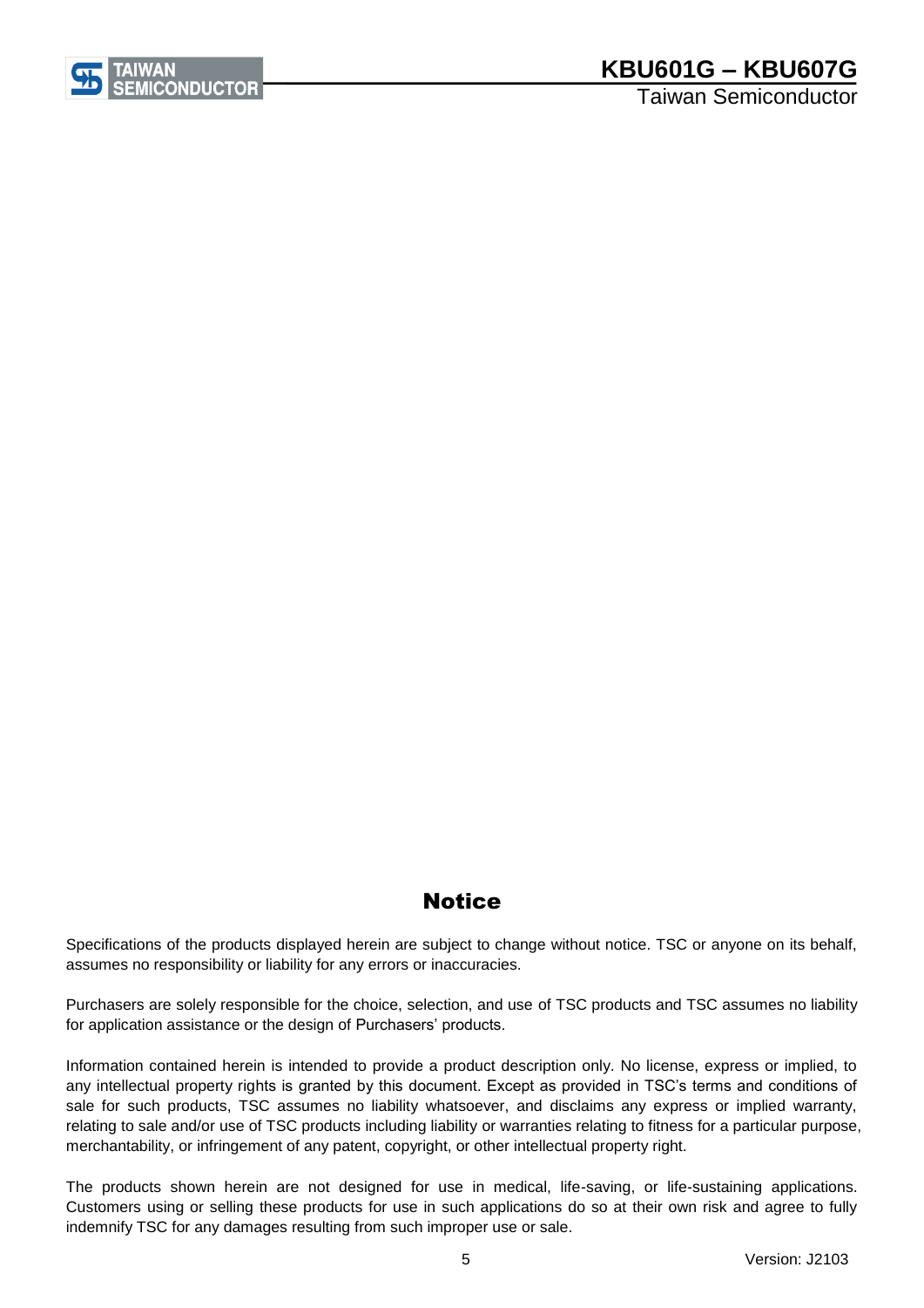## Notice

Specifications of the products displayed herein are subject to change without notice. TSC or anyone on its behalf, assumes no responsibility or liability for any errors or inaccuracies.

Purchasers are solely responsible for the choice, selection, and use of TSC products and TSC assumes no liability for application assistance or the design of Purchasers' products.

Information contained herein is intended to provide a product description only. No license, express or implied, to any intellectual property rights is granted by this document. Except as provided in TSC's terms and conditions of sale for such products, TSC assumes no liability whatsoever, and disclaims any express or implied warranty, relating to sale and/or use of TSC products including liability or warranties relating to fitness for a particular purpose, merchantability, or infringement of any patent, copyright, or other intellectual property right.

The products shown herein are not designed for use in medical, life-saving, or life-sustaining applications. Customers using or selling these products for use in such applications do so at their own risk and agree to fully indemnify TSC for any damages resulting from such improper use or sale.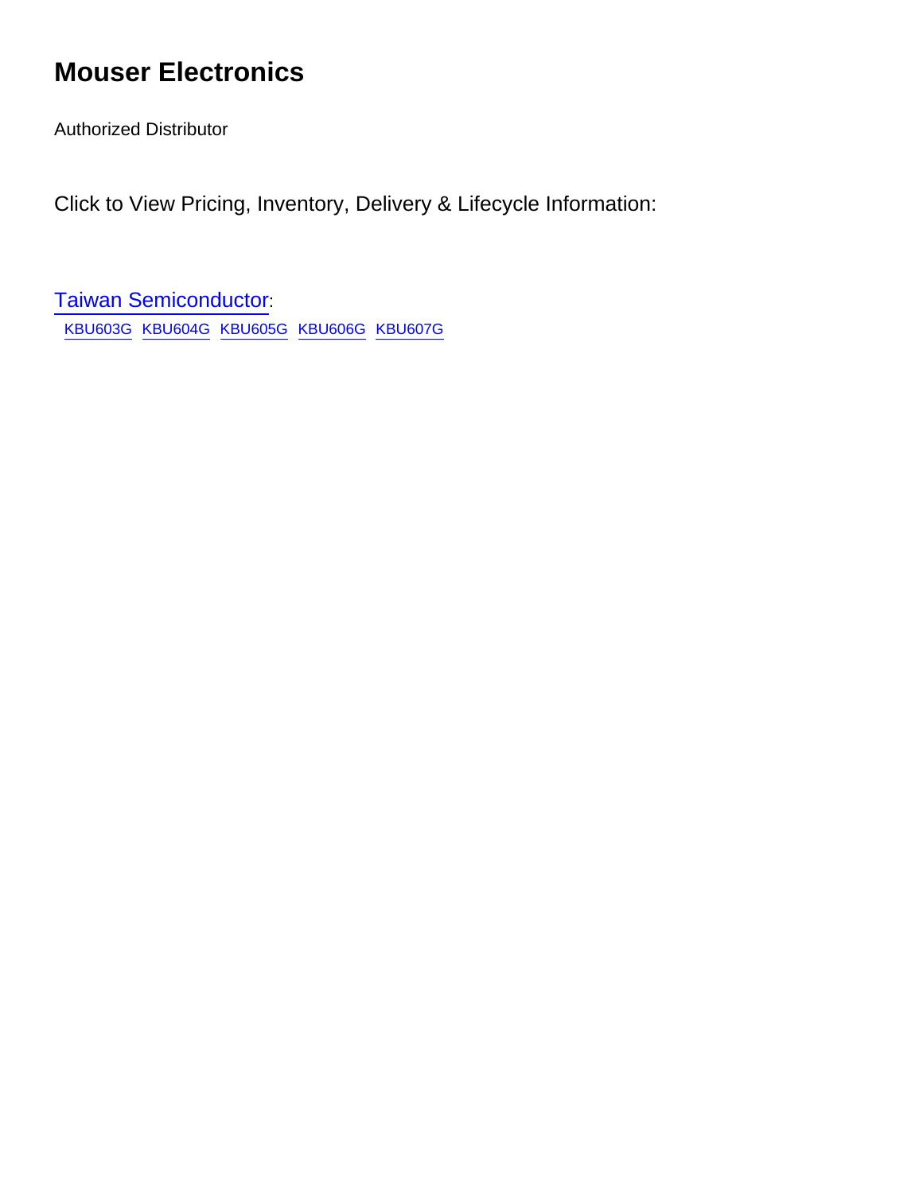# Mouser Electronics

Authorized Distributor

Click to View Pricing, Inventory, Delivery & Lifecycle Information:

Taiwan Semiconductor:

KBU603G KBU604G KBU605G KBU606G KBU607G